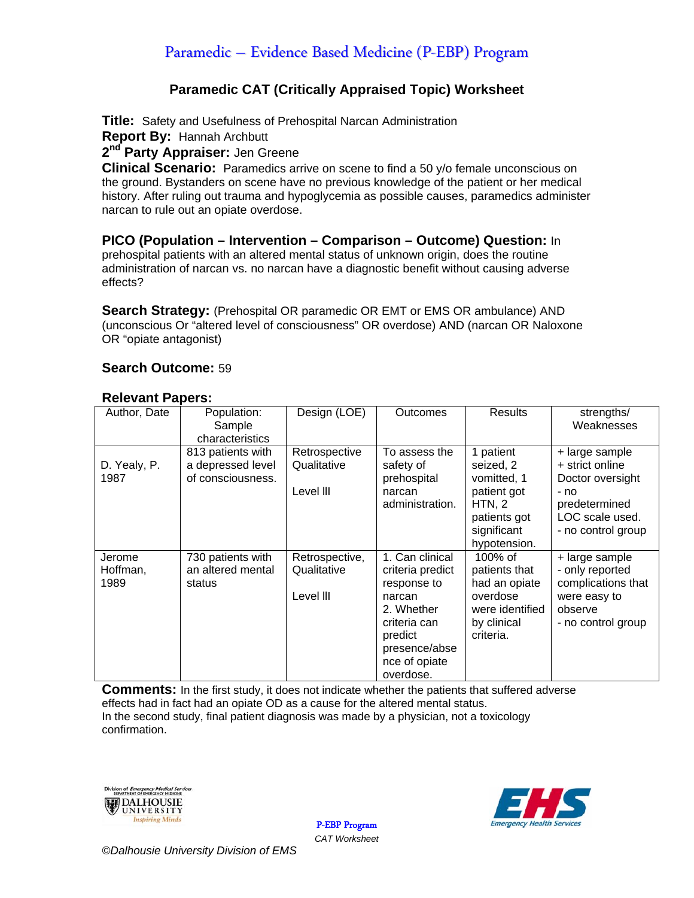# Paramedic – Evidence Based Medicine (P-EBP) Program

## Paramedic CAT (Critically Appraised Topic) Worksheet

**Title:** Safety and Usefulness of Prehospital Narcan Administration

**Report By:** Hannah Archbutt

**2nd Party Appraiser:** Jen Greene

**Clinical Scenario:** Paramedics arrive on scene to find a 50 y/o female unconscious on the ground. Bystanders on scene have no previous knowledge of the patient or her medical history. After ruling out trauma and hypoglycemia as possible causes, paramedics administer narcan to rule out an opiate overdose.

**PICO (Population – Intervention – Comparison – Outcome) Question:** In prehospital patients with an altered mental status of unknown origin, does the routine administration of narcan vs. no narcan have a diagnostic benefit without causing adverse effects?

**Search Strategy:** (Prehospital OR paramedic OR EMT or EMS OR ambulance) AND (unconscious Or "altered level of consciousness" OR overdose) AND (narcan OR Naloxone OR "opiate antagonist)

**Search Outcome:** 59

**Relevant Papers:**

| Author, Date | Population: Sample characteristics | Design (LOE) | Outcomes | Results | strengths/ Weaknesses |
|---|---|---|---|---|---|
| D. Yealy, P. 1987 | 813 patients with a depressed level of consciousness. | Retrospective Qualitative<br><br>Level III | To assess the safety of prehospital narcan administration. | 1 patient seized, 2 vomitted, 1 patient got HTN, 2 patients got significant hypotension. | + large sample<br>+ strict online Doctor oversight<br>- no predetermined LOC scale used.<br>- no control group |
| Jerome Hoffman, 1989 | 730 patients with an altered mental status | Retrospective, Qualitative<br><br>Level III | 1. Can clinical criteria predict response to narcan<br>2. Whether criteria can predict presence/absence of opiate overdose. | 100% of patients that had an opiate overdose were identified by clinical criteria. | + large sample<br>- only reported complications that were easy to observe<br>- no control group |

**Comments:** In the first study, it does not indicate whether the patients that suffered adverse effects had in fact had an opiate OD as a cause for the altered mental status.
In the second study, final patient diagnosis was made by a physician, not a toxicology confirmation.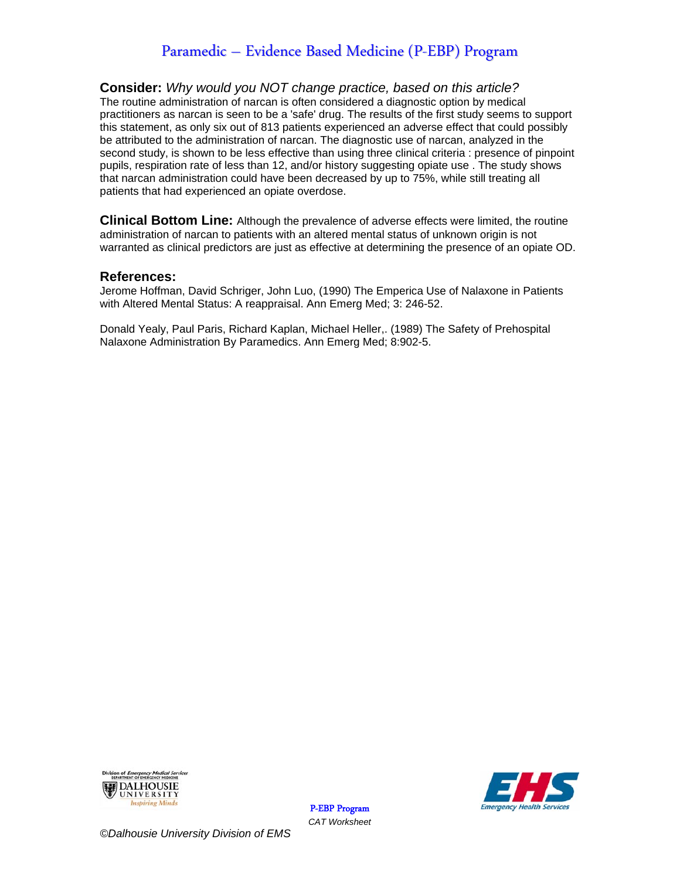**Consider:** *Why would you NOT change practice, based on this article?*
The routine administration of narcan is often considered a diagnostic option by medical practitioners as narcan is seen to be a 'safe' drug. The results of the first study seems to support this statement, as only six out of 813 patients experienced an adverse effect that could possibly be attributed to the administration of narcan. The diagnostic use of narcan, analyzed in the second study, is shown to be less effective than using three clinical criteria : presence of pinpoint pupils, respiration rate of less than 12, and/or history suggesting opiate use . The study shows that narcan administration could have been decreased by up to 75%, while still treating all patients that had experienced an opiate overdose.

**Clinical Bottom Line:** Although the prevalence of adverse effects were limited, the routine administration of narcan to patients with an altered mental status of unknown origin is not warranted as clinical predictors are just as effective at determining the presence of an opiate OD.

## References:

Jerome Hoffman, David Schriger, John Luo, (1990) The Emperica Use of Nalaxone in Patients with Altered Mental Status: A reappraisal. Ann Emerg Med; 3: 246-52.

Donald Yealy, Paul Paris, Richard Kaplan, Michael Heller,. (1989) The Safety of Prehospital Nalaxone Administration By Paramedics. Ann Emerg Med; 8:902-5.